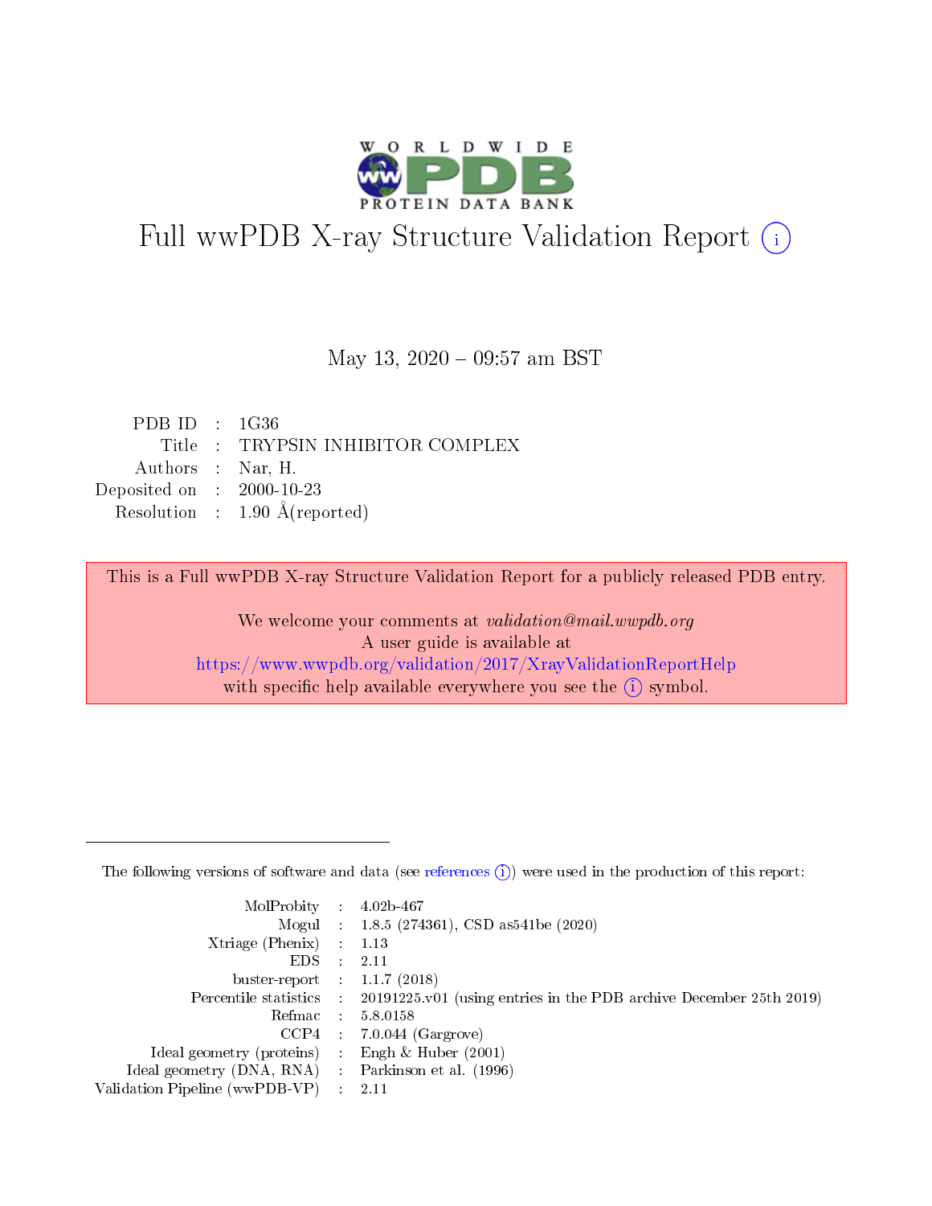# Full wwPDB X-ray Structure Validation Report (i)

May 13, 2020 – 09:57 am BST

| | | |
|---|---|---|
| PDB ID | : | 1G36 |
| Title | : | TRYPSIN INHIBITOR COMPLEX |
| Authors | : | Nar, H. |
| Deposited on | : | 2000-10-23 |
| Resolution | : | 1.90 Å(reported) |

This is a Full wwPDB X-ray Structure Validation Report for a publicly released PDB entry.

We welcome your comments at *validation@mail.wwpdb.org*
A user guide is available at
https://www.wwpdb.org/validation/2017/XrayValidationReportHelp
with specific help available everywhere you see the (i) symbol.

---

The following versions of software and data (see references (i)) were used in the production of this report:

| | | |
|---|---|---|
| MolProbity | : | 4.02b-467 |
| Mogul | : | 1.8.5 (274361), CSD as541be (2020) |
| Xtriage (Phenix) | : | 1.13 |
| EDS | : | 2.11 |
| buster-report | : | 1.1.7 (2018) |
| Percentile statistics | : | 20191225.v01 (using entries in the PDB archive December 25th 2019) |
| Refmac | : | 5.8.0158 |
| CCP4 | : | 7.0.044 (Gargrove) |
| Ideal geometry (proteins) | : | Engh & Huber (2001) |
| Ideal geometry (DNA, RNA) | : | Parkinson et al. (1996) |
| Validation Pipeline (wwPDB-VP) | : | 2.11 |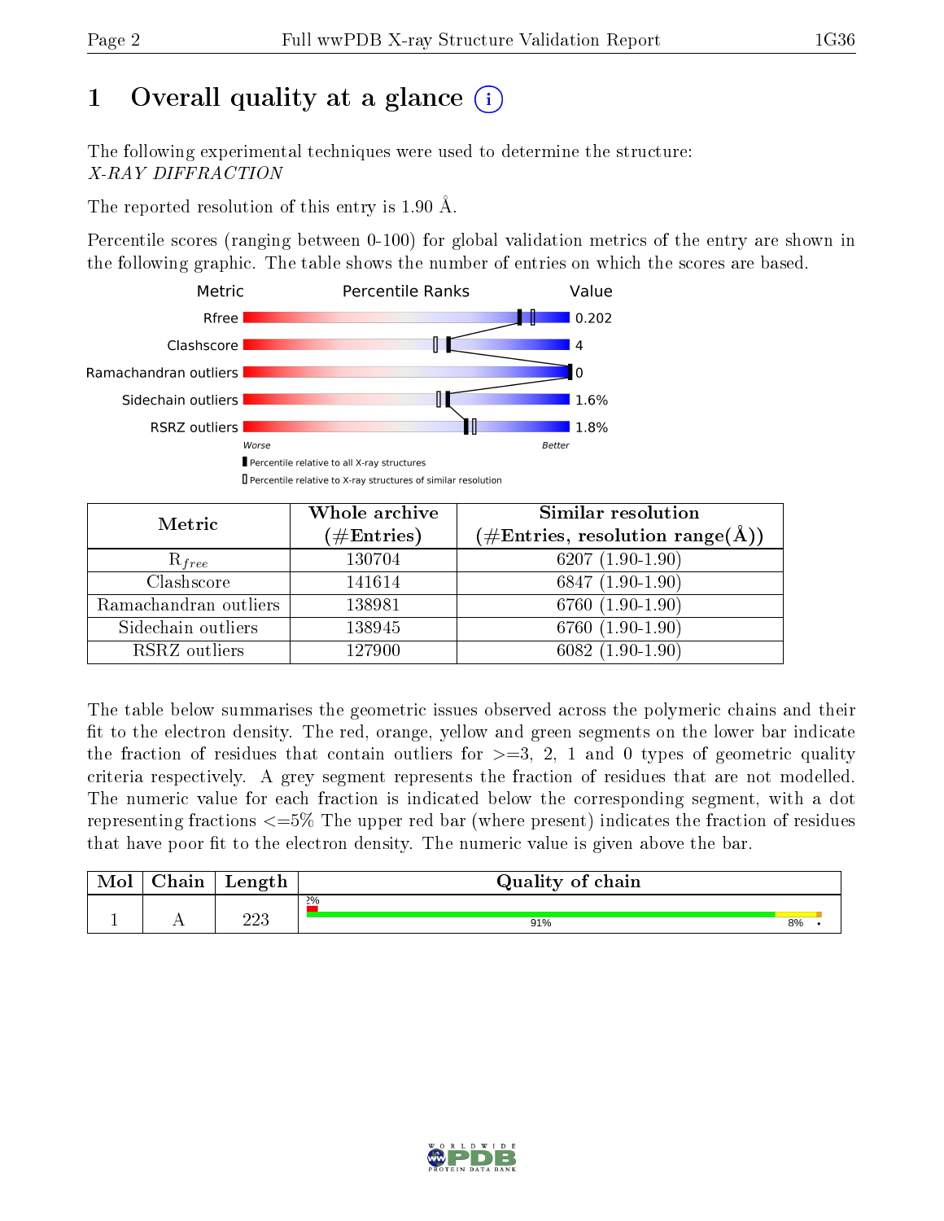# 1 Overall quality at a glance

The following experimental techniques were used to determine the structure:
*X-RAY DIFFRACTION*

The reported resolution of this entry is 1.90 Å.

Percentile scores (ranging between 0-100) for global validation metrics of the entry are shown in the following graphic. The table shows the number of entries on which the scores are based.

| Metric | Value |
|---|---|
| Rfree | 0.202 |
| Clashscore | 4 |
| Ramachandran outliers | 0 |
| Sidechain outliers | 1.6% |
| RSRZ outliers | 1.8% |

Worse — Better

Percentile relative to all X-ray structures

Percentile relative to X-ray structures of similar resolution

| Metric | Whole archive (#Entries) | Similar resolution (#Entries, resolution range(Å)) |
|---|---|---|
| $R_{free}$ | 130704 | 6207 (1.90-1.90) |
| Clashscore | 141614 | 6847 (1.90-1.90) |
| Ramachandran outliers | 138981 | 6760 (1.90-1.90) |
| Sidechain outliers | 138945 | 6760 (1.90-1.90) |
| RSRZ outliers | 127900 | 6082 (1.90-1.90) |

The table below summarises the geometric issues observed across the polymeric chains and their fit to the electron density. The red, orange, yellow and green segments on the lower bar indicate the fraction of residues that contain outliers for >=3, 2, 1 and 0 types of geometric quality criteria respectively. A grey segment represents the fraction of residues that are not modelled. The numeric value for each fraction is indicated below the corresponding segment, with a dot representing fractions <=5% The upper red bar (where present) indicates the fraction of residues that have poor fit to the electron density. The numeric value is given above the bar.

| Mol | Chain | Length | Quality of chain |
|---|---|---|---|
| 1 | A | 223 | 2% / 91% / 8% / • |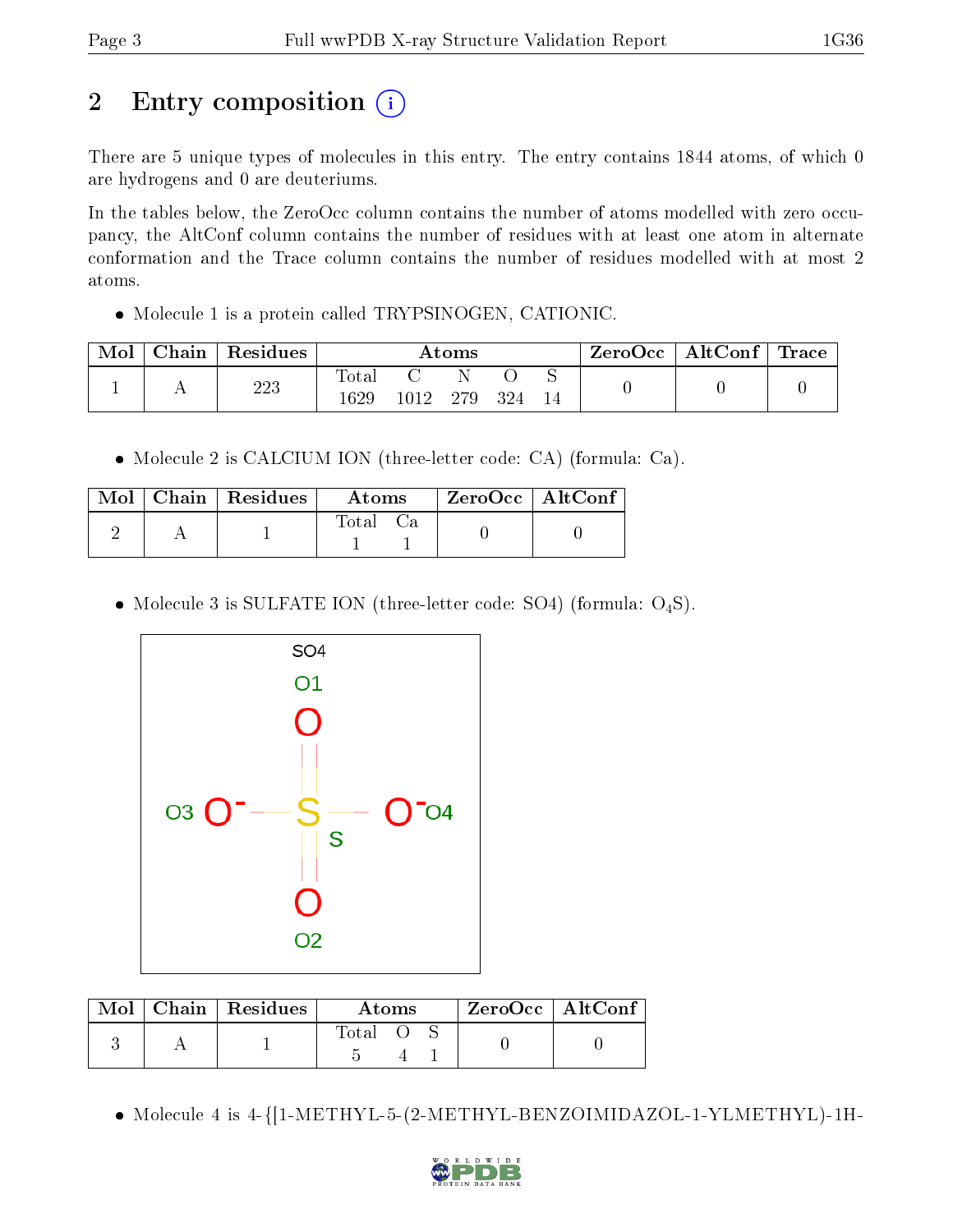## 2 Entry composition

There are 5 unique types of molecules in this entry. The entry contains 1844 atoms, of which 0 are hydrogens and 0 are deuteriums.

In the tables below, the ZeroOcc column contains the number of atoms modelled with zero occupancy, the AltConf column contains the number of residues with at least one atom in alternate conformation and the Trace column contains the number of residues modelled with at most 2 atoms.

- Molecule 1 is a protein called TRYPSINOGEN, CATIONIC.

| Mol | Chain | Residues | Atoms | | | | | ZeroOcc | AltConf | Trace |
|---|---|---|---|---|---|---|---|---|---|---|
| 1 | A | 223 | Total<br>1629 | C<br>1012 | N<br>279 | O<br>324 | S<br>14 | 0 | 0 | 0 |

- Molecule 2 is CALCIUM ION (three-letter code: CA) (formula: Ca).

| Mol | Chain | Residues | Atoms | | ZeroOcc | AltConf |
|---|---|---|---|---|---|---|
| 2 | A | 1 | Total<br>1 | Ca<br>1 | 0 | 0 |

- Molecule 3 is SULFATE ION (three-letter code: SO4) (formula: $O_4S$).

| Mol | Chain | Residues | Atoms | | | ZeroOcc | AltConf |
|---|---|---|---|---|---|---|---|
| 3 | A | 1 | Total<br>5 | O<br>4 | S<br>1 | 0 | 0 |

- Molecule 4 is 4-{[1-METHYL-5-(2-METHYL-BENZOIMIDAZOL-1-YLMETHYL)-1H-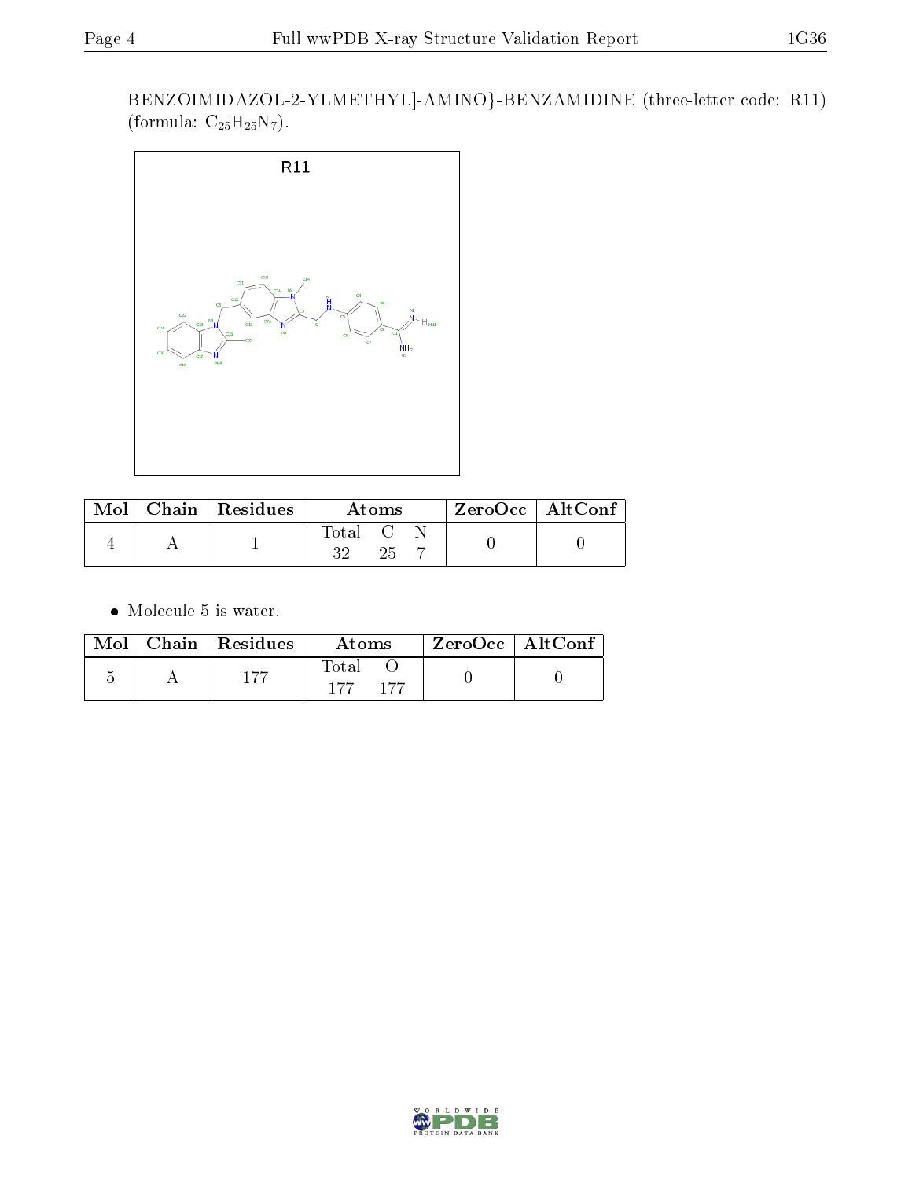BENZOIMIDAZOL-2-YLMETHYL]-AMINO}-BENZAMIDINE (three-letter code: R11) (formula: $C_{25}H_{25}N_7$).

| Mol | Chain | Residues | Atoms | | | ZeroOcc | AltConf |
|---|---|---|---|---|---|---|---|
| | | | Total | C | N | | |
| 4 | A | 1 | 32 | 25 | 7 | 0 | 0 |

- Molecule 5 is water.

| Mol | Chain | Residues | Atoms | | ZeroOcc | AltConf |
|---|---|---|---|---|---|---|
| | | | Total | O | | |
| 5 | A | 177 | 177 | 177 | 0 | 0 |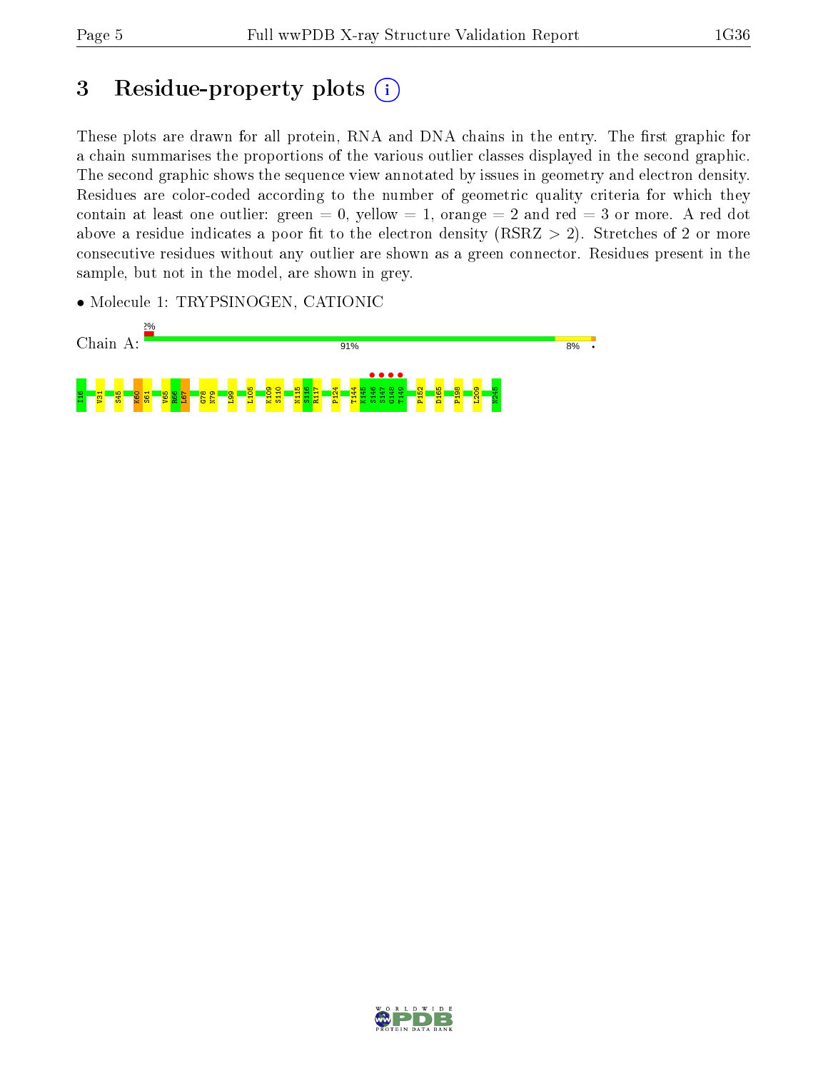# 3 Residue-property plots

These plots are drawn for all protein, RNA and DNA chains in the entry. The first graphic for a chain summarises the proportions of the various outlier classes displayed in the second graphic. The second graphic shows the sequence view annotated by issues in geometry and electron density. Residues are color-coded according to the number of geometric quality criteria for which they contain at least one outlier: green = 0, yellow = 1, orange = 2 and red = 3 or more. A red dot above a residue indicates a poor fit to the electron density (RSRZ > 2). Stretches of 2 or more consecutive residues without any outlier are shown as a green connector. Residues present in the sample, but not in the model, are shown in grey.

- Molecule 1: TRYPSINOGEN, CATIONIC

Chain A: 2% | 91% | 8% | •

I16 V31 S45 K60 S61 V65 R66 L67 G78 N79 L99 L105 K109 S110 N115 S116 R117 P124 T144 K145 S146 S147 G148 T149 P152 D165 P198 L209 N245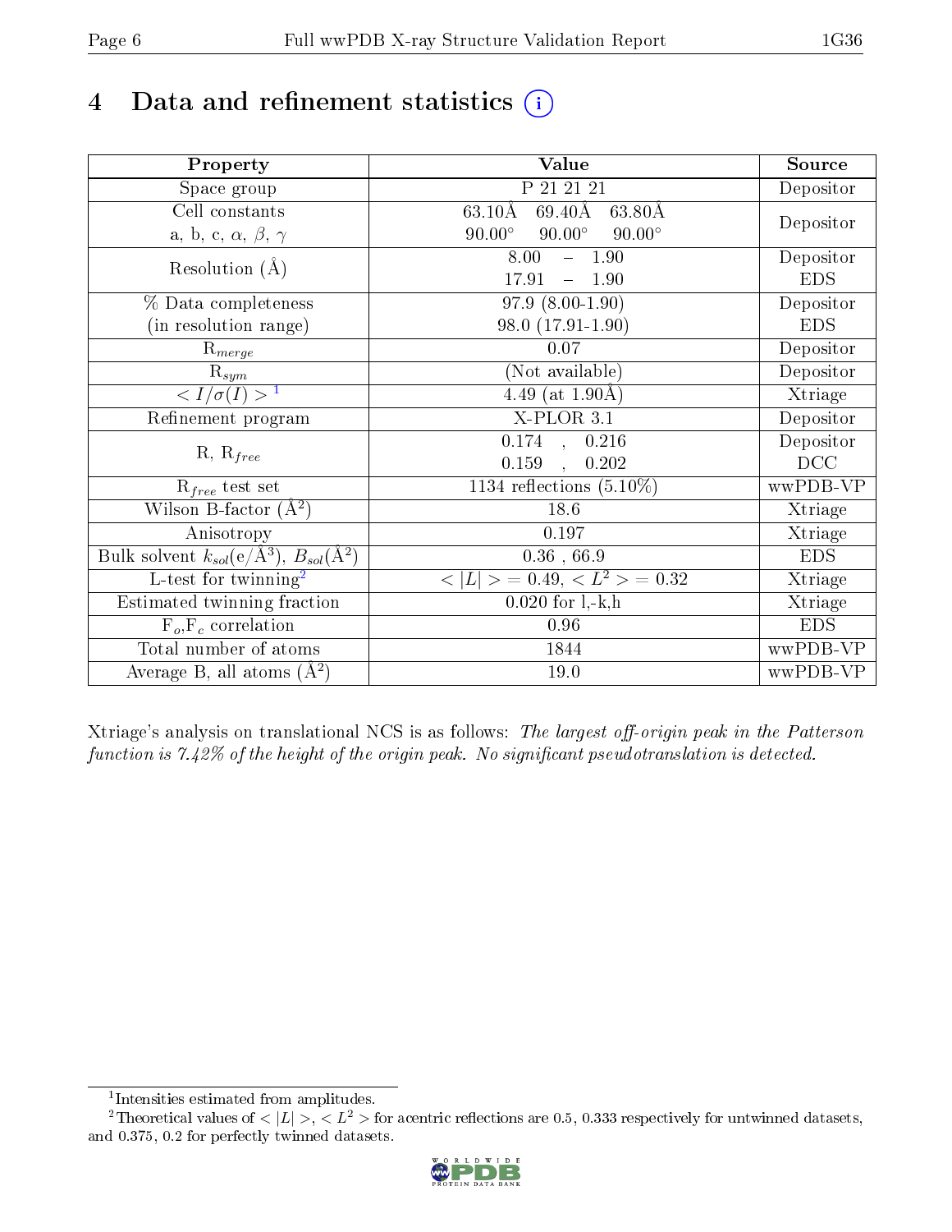# 4 Data and refinement statistics (i)

| Property | Value | Source |
|---|---|---|
| Space group | P 21 21 21 | Depositor |
| Cell constants<br>a, b, c, $\alpha$, $\beta$, $\gamma$ | 63.10Å 69.40Å 63.80Å<br>90.00° 90.00° 90.00° | Depositor |
| Resolution (Å) | 8.00 – 1.90<br>17.91 – 1.90 | Depositor<br>EDS |
| % Data completeness<br>(in resolution range) | 97.9 (8.00-1.90)<br>98.0 (17.91-1.90) | Depositor<br>EDS |
| $R_{merge}$ | 0.07 | Depositor |
| $R_{sym}$ | (Not available) | Depositor |
| $< I/\sigma(I) >$ [1] | 4.49 (at 1.90Å) | Xtriage |
| Refinement program | X-PLOR 3.1 | Depositor |
| R, $R_{free}$ | 0.174 , 0.216<br>0.159 , 0.202 | Depositor<br>DCC |
| $R_{free}$ test set | 1134 reflections (5.10%) | wwPDB-VP |
| Wilson B-factor (Å$^2$) | 18.6 | Xtriage |
| Anisotropy | 0.197 | Xtriage |
| Bulk solvent $k_{sol}$(e/Å$^3$), $B_{sol}$(Å$^2$) | 0.36 , 66.9 | EDS |
| L-test for twinning[2] | $< \vert L \vert >$ = 0.49, $< L^2 >$ = 0.32 | Xtriage |
| Estimated twinning fraction | 0.020 for l,-k,h | Xtriage |
| $F_o$,$F_c$ correlation | 0.96 | EDS |
| Total number of atoms | 1844 | wwPDB-VP |
| Average B, all atoms (Å$^2$) | 19.0 | wwPDB-VP |

Xtriage's analysis on translational NCS is as follows: *The largest off-origin peak in the Patterson function is 7.42% of the height of the origin peak. No significant pseudotranslation is detected.*

[1] Intensities estimated from amplitudes.

[2] Theoretical values of $< |L| >$, $< L^2 >$ for acentric reflections are 0.5, 0.333 respectively for untwinned datasets, and 0.375, 0.2 for perfectly twinned datasets.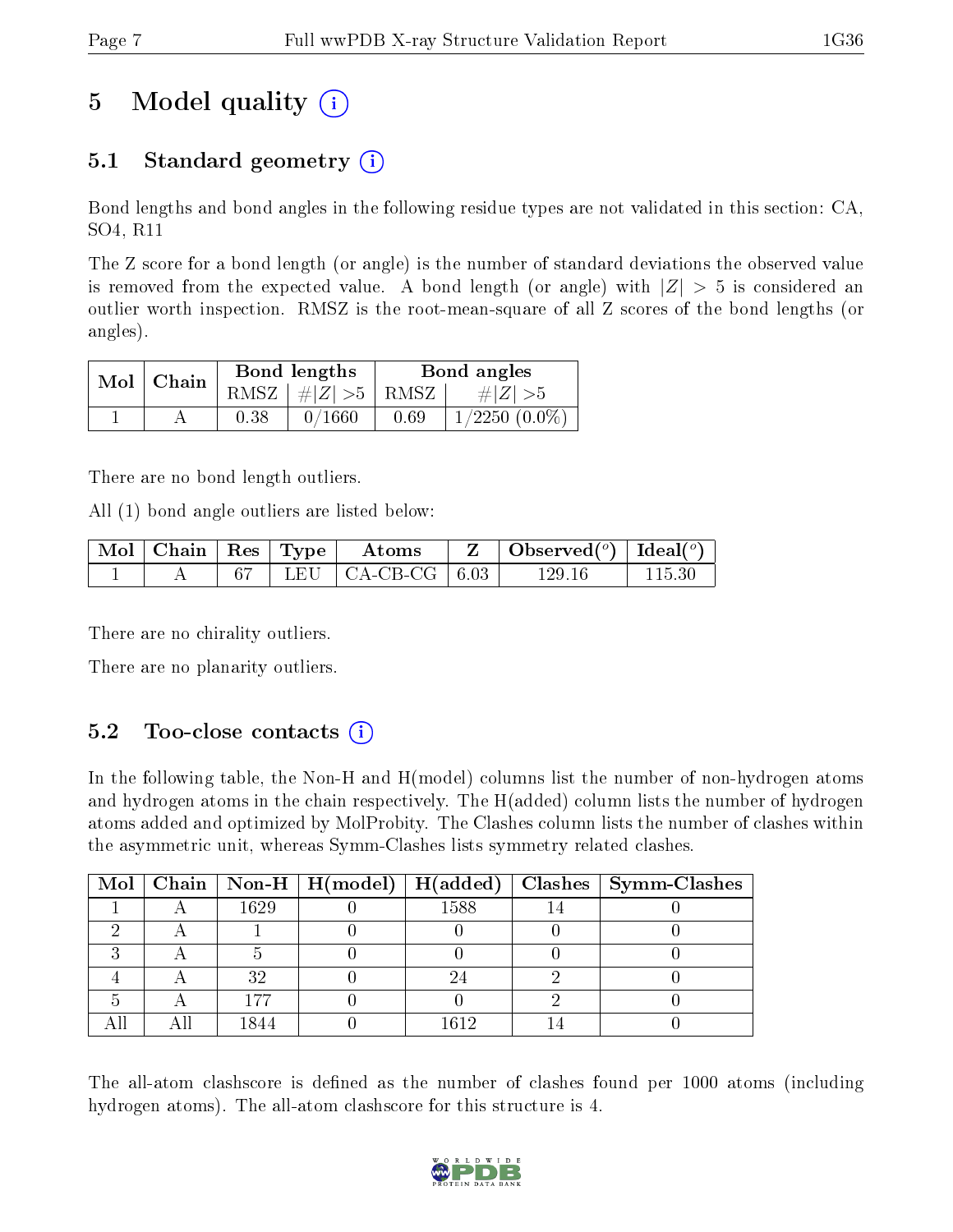# 5 Model quality (i)

## 5.1 Standard geometry (i)

Bond lengths and bond angles in the following residue types are not validated in this section: CA, SO4, R11

The Z score for a bond length (or angle) is the number of standard deviations the observed value is removed from the expected value. A bond length (or angle) with $|Z| > 5$ is considered an outlier worth inspection. RMSZ is the root-mean-square of all Z scores of the bond lengths (or angles).

| Mol | Chain | Bond lengths | | Bond angles | |
|---|---|---|---|---|---|
| | | RMSZ | $\#\|Z\| > 5$ | RMSZ | $\#\|Z\| > 5$ |
| 1 | A | 0.38 | 0/1660 | 0.69 | 1/2250 (0.0%) |

There are no bond length outliers.

All (1) bond angle outliers are listed below:

| Mol | Chain | Res | Type | Atoms | Z | Observed($^o$) | Ideal($^o$) |
|---|---|---|---|---|---|---|---|
| 1 | A | 67 | LEU | CA-CB-CG | 6.03 | 129.16 | 115.30 |

There are no chirality outliers.

There are no planarity outliers.

## 5.2 Too-close contacts (i)

In the following table, the Non-H and H(model) columns list the number of non-hydrogen atoms and hydrogen atoms in the chain respectively. The H(added) column lists the number of hydrogen atoms added and optimized by MolProbity. The Clashes column lists the number of clashes within the asymmetric unit, whereas Symm-Clashes lists symmetry related clashes.

| Mol | Chain | Non-H | H(model) | H(added) | Clashes | Symm-Clashes |
|---|---|---|---|---|---|---|
| 1 | A | 1629 | 0 | 1588 | 14 | 0 |
| 2 | A | 1 | 0 | 0 | 0 | 0 |
| 3 | A | 5 | 0 | 0 | 0 | 0 |
| 4 | A | 32 | 0 | 24 | 2 | 0 |
| 5 | A | 177 | 0 | 0 | 2 | 0 |
| All | All | 1844 | 0 | 1612 | 14 | 0 |

The all-atom clashscore is defined as the number of clashes found per 1000 atoms (including hydrogen atoms). The all-atom clashscore for this structure is 4.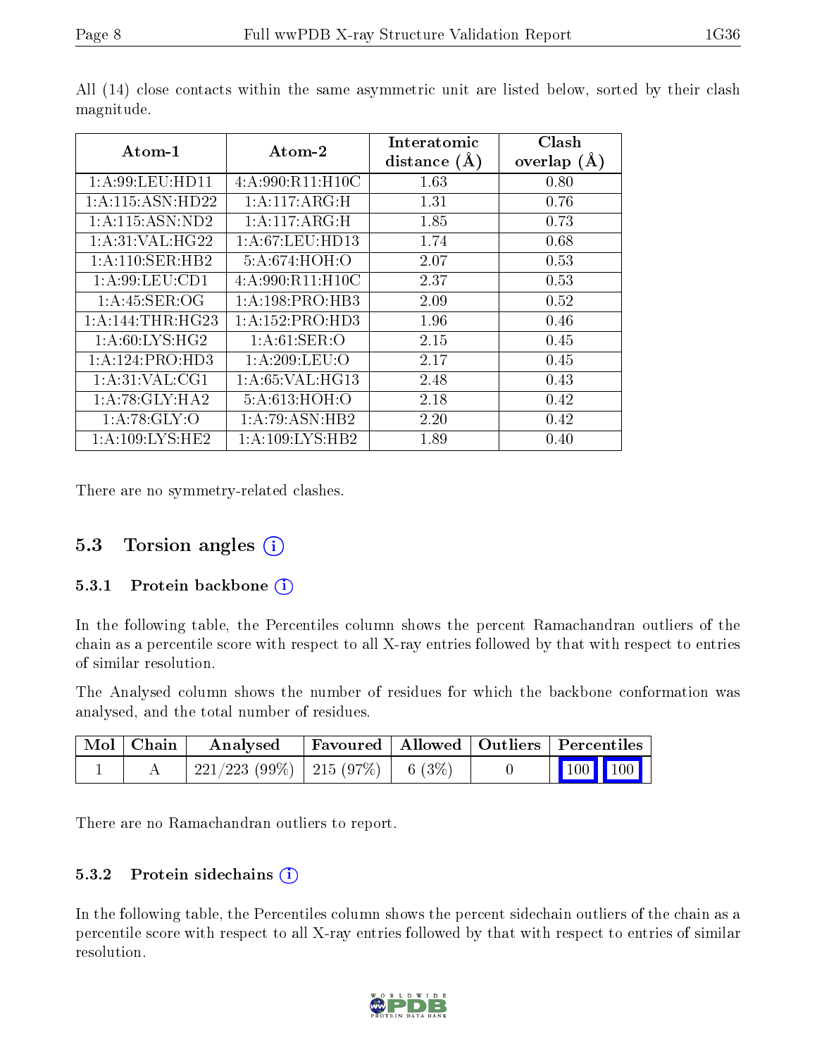All (14) close contacts within the same asymmetric unit are listed below, sorted by their clash magnitude.

| Atom-1 | Atom-2 | Interatomic distance (Å) | Clash overlap (Å) |
|---|---|---|---|
| 1:A:99:LEU:HD11 | 4:A:990:R11:H10C | 1.63 | 0.80 |
| 1:A:115:ASN:HD22 | 1:A:117:ARG:H | 1.31 | 0.76 |
| 1:A:115:ASN:ND2 | 1:A:117:ARG:H | 1.85 | 0.73 |
| 1:A:31:VAL:HG22 | 1:A:67:LEU:HD13 | 1.74 | 0.68 |
| 1:A:110:SER:HB2 | 5:A:674:HOH:O | 2.07 | 0.53 |
| 1:A:99:LEU:CD1 | 4:A:990:R11:H10C | 2.37 | 0.53 |
| 1:A:45:SER:OG | 1:A:198:PRO:HB3 | 2.09 | 0.52 |
| 1:A:144:THR:HG23 | 1:A:152:PRO:HD3 | 1.96 | 0.46 |
| 1:A:60:LYS:HG2 | 1:A:61:SER:O | 2.15 | 0.45 |
| 1:A:124:PRO:HD3 | 1:A:209:LEU:O | 2.17 | 0.45 |
| 1:A:31:VAL:CG1 | 1:A:65:VAL:HG13 | 2.48 | 0.43 |
| 1:A:78:GLY:HA2 | 5:A:613:HOH:O | 2.18 | 0.42 |
| 1:A:78:GLY:O | 1:A:79:ASN:HB2 | 2.20 | 0.42 |
| 1:A:109:LYS:HE2 | 1:A:109:LYS:HB2 | 1.89 | 0.40 |

There are no symmetry-related clashes.

## 5.3 Torsion angles

### 5.3.1 Protein backbone

In the following table, the Percentiles column shows the percent Ramachandran outliers of the chain as a percentile score with respect to all X-ray entries followed by that with respect to entries of similar resolution.

The Analysed column shows the number of residues for which the backbone conformation was analysed, and the total number of residues.

| Mol | Chain | Analysed | Favoured | Allowed | Outliers | Percentiles | |
|---|---|---|---|---|---|---|---|
| 1 | A | 221/223 (99%) | 215 (97%) | 6 (3%) | 0 | 100 | 100 |

There are no Ramachandran outliers to report.

### 5.3.2 Protein sidechains

In the following table, the Percentiles column shows the percent sidechain outliers of the chain as a percentile score with respect to all X-ray entries followed by that with respect to entries of similar resolution.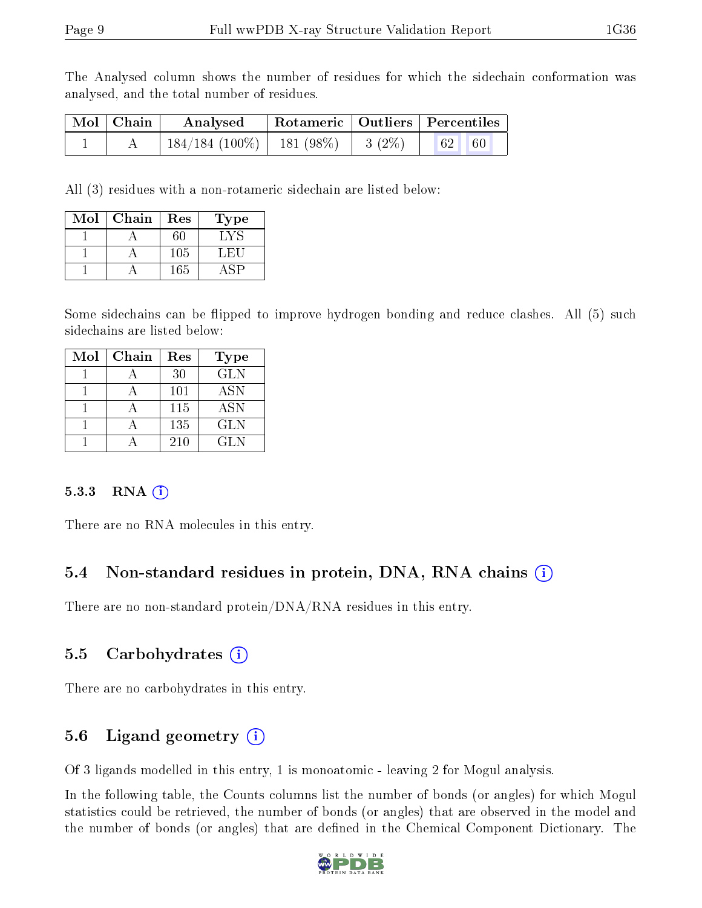The Analysed column shows the number of residues for which the sidechain conformation was analysed, and the total number of residues.

| Mol | Chain | Analysed | Rotameric | Outliers | Percentiles | |
|---|---|---|---|---|---|---|
| 1 | A | 184/184 (100%) | 181 (98%) | 3 (2%) | 62 | 60 |

All (3) residues with a non-rotameric sidechain are listed below:

| Mol | Chain | Res | Type |
|---|---|---|---|
| 1 | A | 60 | LYS |
| 1 | A | 105 | LEU |
| 1 | A | 165 | ASP |

Some sidechains can be flipped to improve hydrogen bonding and reduce clashes. All (5) such sidechains are listed below:

| Mol | Chain | Res | Type |
|---|---|---|---|
| 1 | A | 30 | GLN |
| 1 | A | 101 | ASN |
| 1 | A | 115 | ASN |
| 1 | A | 135 | GLN |
| 1 | A | 210 | GLN |

### 5.3.3 RNA

There are no RNA molecules in this entry.

## 5.4 Non-standard residues in protein, DNA, RNA chains

There are no non-standard protein/DNA/RNA residues in this entry.

## 5.5 Carbohydrates

There are no carbohydrates in this entry.

## 5.6 Ligand geometry

Of 3 ligands modelled in this entry, 1 is monoatomic - leaving 2 for Mogul analysis.

In the following table, the Counts columns list the number of bonds (or angles) for which Mogul statistics could be retrieved, the number of bonds (or angles) that are observed in the model and the number of bonds (or angles) that are defined in the Chemical Component Dictionary. The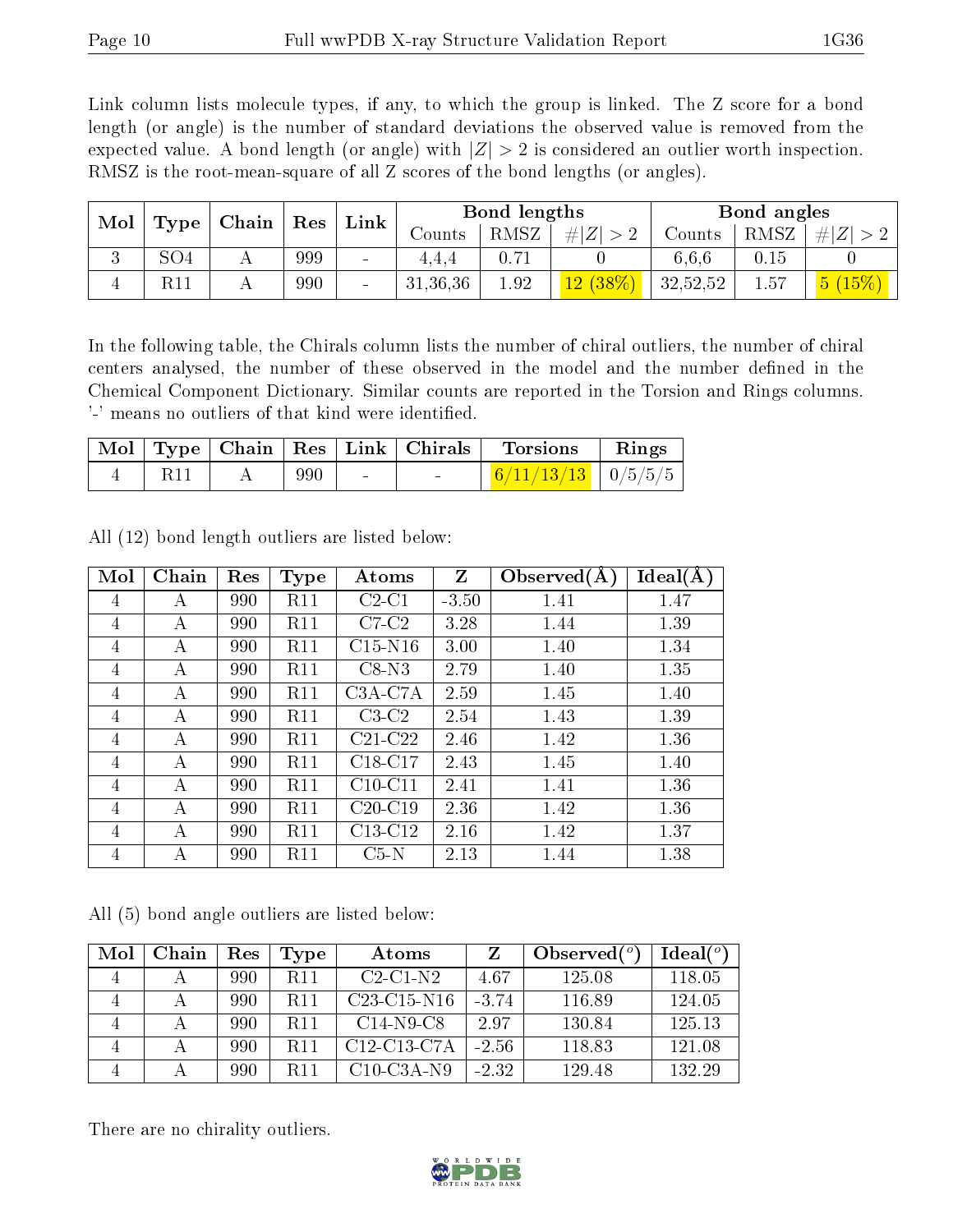Link column lists molecule types, if any, to which the group is linked. The Z score for a bond length (or angle) is the number of standard deviations the observed value is removed from the expected value. A bond length (or angle) with $|Z| > 2$ is considered an outlier worth inspection. RMSZ is the root-mean-square of all Z scores of the bond lengths (or angles).

| Mol | Type | Chain | Res | Link | Bond lengths | | | Bond angles | | |
|---|---|---|---|---|---|---|---|---|---|---|
| | | | | | Counts | RMSZ | $\#\|Z\| > 2$ | Counts | RMSZ | $\#\|Z\| > 2$ |
| 3 | SO4 | A | 999 | - | 4,4,4 | 0.71 | 0 | 6,6,6 | 0.15 | 0 |
| 4 | R11 | A | 990 | - | 31,36,36 | 1.92 | 12 (38%) | 32,52,52 | 1.57 | 5 (15%) |

In the following table, the Chirals column lists the number of chiral outliers, the number of chiral centers analysed, the number of these observed in the model and the number defined in the Chemical Component Dictionary. Similar counts are reported in the Torsion and Rings columns. '-' means no outliers of that kind were identified.

| Mol | Type | Chain | Res | Link | Chirals | Torsions | Rings |
|---|---|---|---|---|---|---|---|
| 4 | R11 | A | 990 | - | - | 6/11/13/13 | 0/5/5/5 |

All (12) bond length outliers are listed below:

| Mol | Chain | Res | Type | Atoms | Z | Observed(Å) | Ideal(Å) |
|---|---|---|---|---|---|---|---|
| 4 | A | 990 | R11 | C2-C1 | -3.50 | 1.41 | 1.47 |
| 4 | A | 990 | R11 | C7-C2 | 3.28 | 1.44 | 1.39 |
| 4 | A | 990 | R11 | C15-N16 | 3.00 | 1.40 | 1.34 |
| 4 | A | 990 | R11 | C8-N3 | 2.79 | 1.40 | 1.35 |
| 4 | A | 990 | R11 | C3A-C7A | 2.59 | 1.45 | 1.40 |
| 4 | A | 990 | R11 | C3-C2 | 2.54 | 1.43 | 1.39 |
| 4 | A | 990 | R11 | C21-C22 | 2.46 | 1.42 | 1.36 |
| 4 | A | 990 | R11 | C18-C17 | 2.43 | 1.45 | 1.40 |
| 4 | A | 990 | R11 | C10-C11 | 2.41 | 1.41 | 1.36 |
| 4 | A | 990 | R11 | C20-C19 | 2.36 | 1.42 | 1.36 |
| 4 | A | 990 | R11 | C13-C12 | 2.16 | 1.42 | 1.37 |
| 4 | A | 990 | R11 | C5-N | 2.13 | 1.44 | 1.38 |

All (5) bond angle outliers are listed below:

| Mol | Chain | Res | Type | Atoms | Z | Observed($^o$) | Ideal($^o$) |
|---|---|---|---|---|---|---|---|
| 4 | A | 990 | R11 | C2-C1-N2 | 4.67 | 125.08 | 118.05 |
| 4 | A | 990 | R11 | C23-C15-N16 | -3.74 | 116.89 | 124.05 |
| 4 | A | 990 | R11 | C14-N9-C8 | 2.97 | 130.84 | 125.13 |
| 4 | A | 990 | R11 | C12-C13-C7A | -2.56 | 118.83 | 121.08 |
| 4 | A | 990 | R11 | C10-C3A-N9 | -2.32 | 129.48 | 132.29 |

There are no chirality outliers.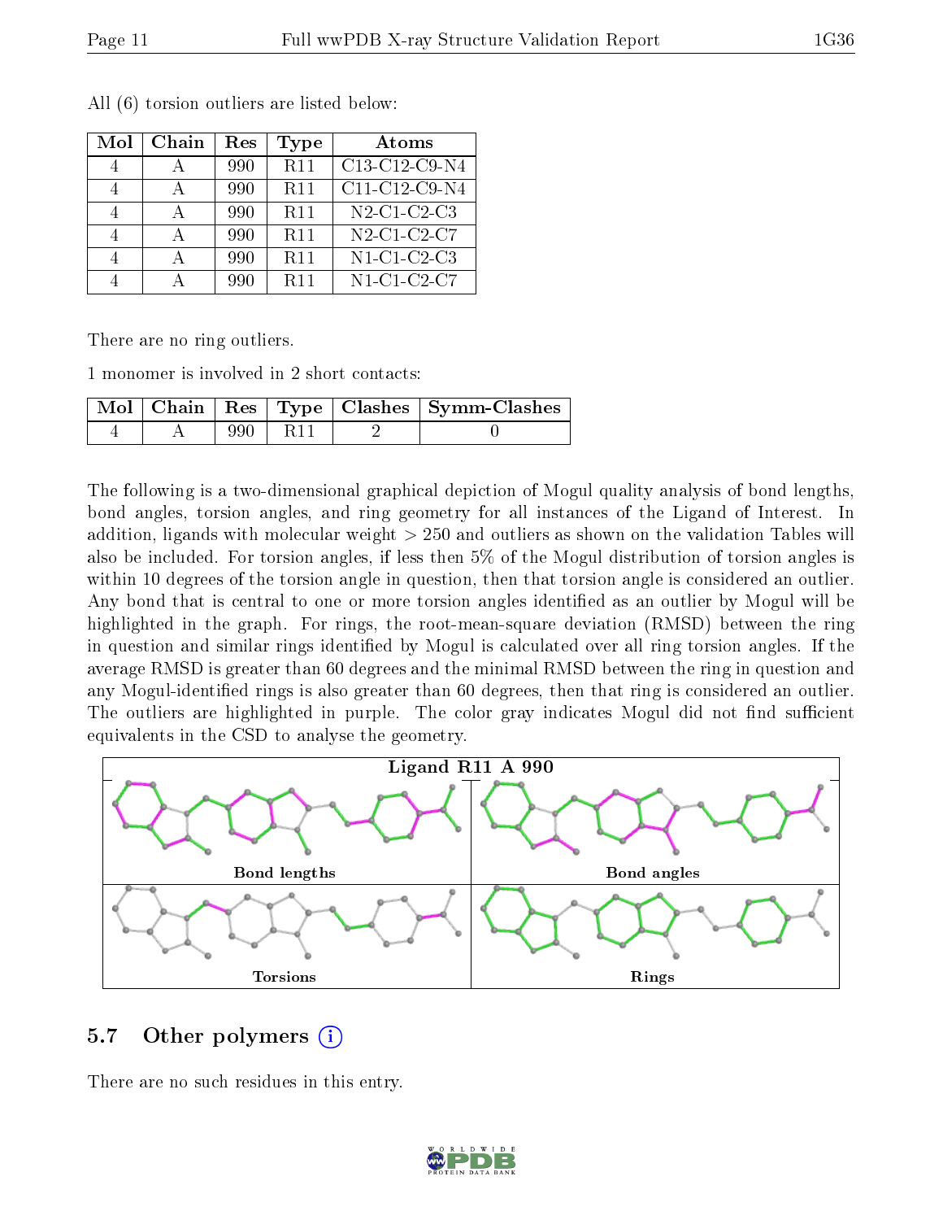All (6) torsion outliers are listed below:

| Mol | Chain | Res | Type | Atoms |
|---|---|---|---|---|
| 4 | A | 990 | R11 | C13-C12-C9-N4 |
| 4 | A | 990 | R11 | C11-C12-C9-N4 |
| 4 | A | 990 | R11 | N2-C1-C2-C3 |
| 4 | A | 990 | R11 | N2-C1-C2-C7 |
| 4 | A | 990 | R11 | N1-C1-C2-C3 |
| 4 | A | 990 | R11 | N1-C1-C2-C7 |

There are no ring outliers.

1 monomer is involved in 2 short contacts:

| Mol | Chain | Res | Type | Clashes | Symm-Clashes |
|---|---|---|---|---|---|
| 4 | A | 990 | R11 | 2 | 0 |

The following is a two-dimensional graphical depiction of Mogul quality analysis of bond lengths, bond angles, torsion angles, and ring geometry for all instances of the Ligand of Interest. In addition, ligands with molecular weight > 250 and outliers as shown on the validation Tables will also be included. For torsion angles, if less then 5% of the Mogul distribution of torsion angles is within 10 degrees of the torsion angle in question, then that torsion angle is considered an outlier. Any bond that is central to one or more torsion angles identified as an outlier by Mogul will be highlighted in the graph. For rings, the root-mean-square deviation (RMSD) between the ring in question and similar rings identified by Mogul is calculated over all ring torsion angles. If the average RMSD is greater than 60 degrees and the minimal RMSD between the ring in question and any Mogul-identified rings is also greater than 60 degrees, then that ring is considered an outlier. The outliers are highlighted in purple. The color gray indicates Mogul did not find sufficient equivalents in the CSD to analyse the geometry.

Ligand R11 A 990

Bond lengths | Bond angles | Torsions | Rings

## 5.7 Other polymers

There are no such residues in this entry.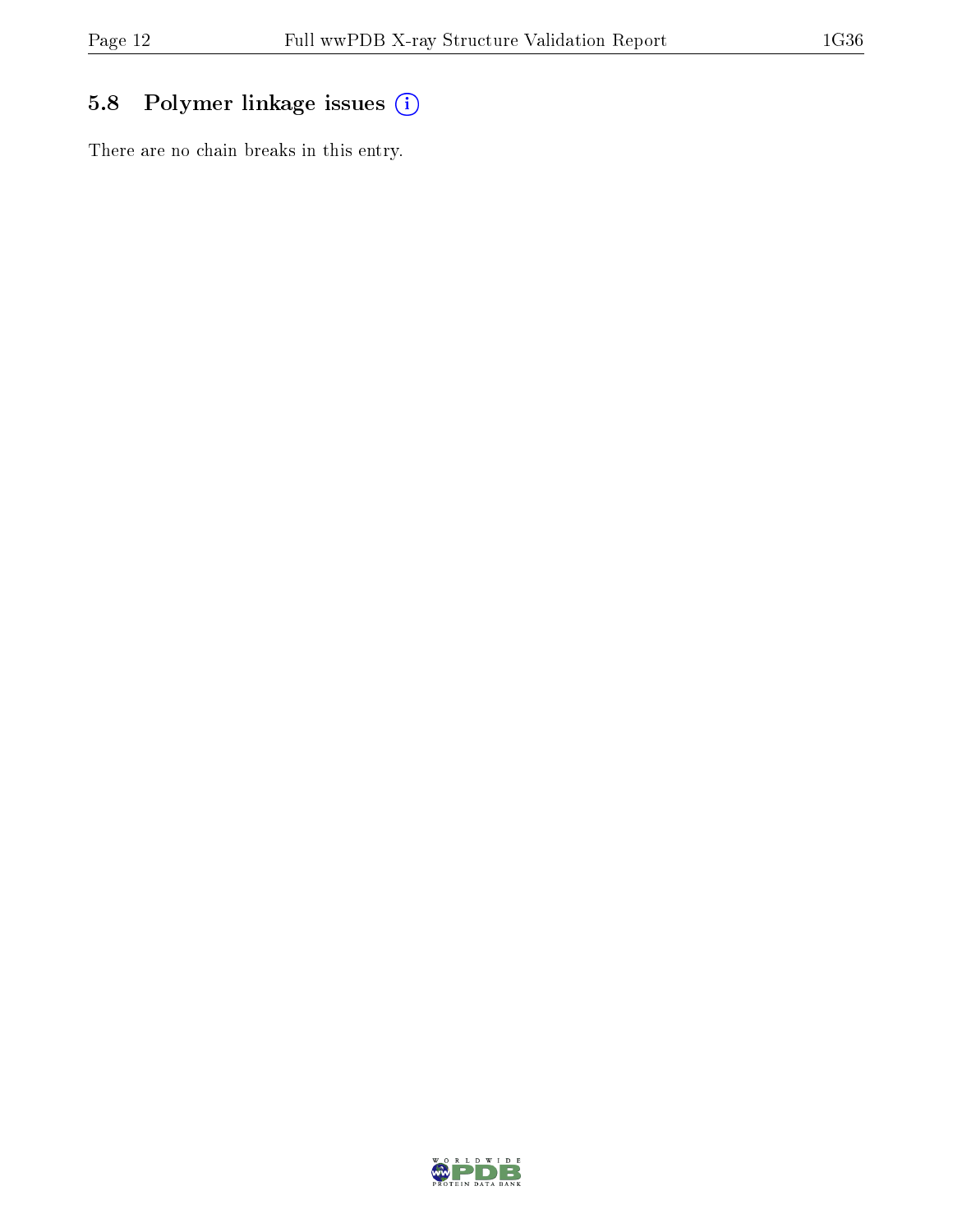## 5.8 Polymer linkage issues

There are no chain breaks in this entry.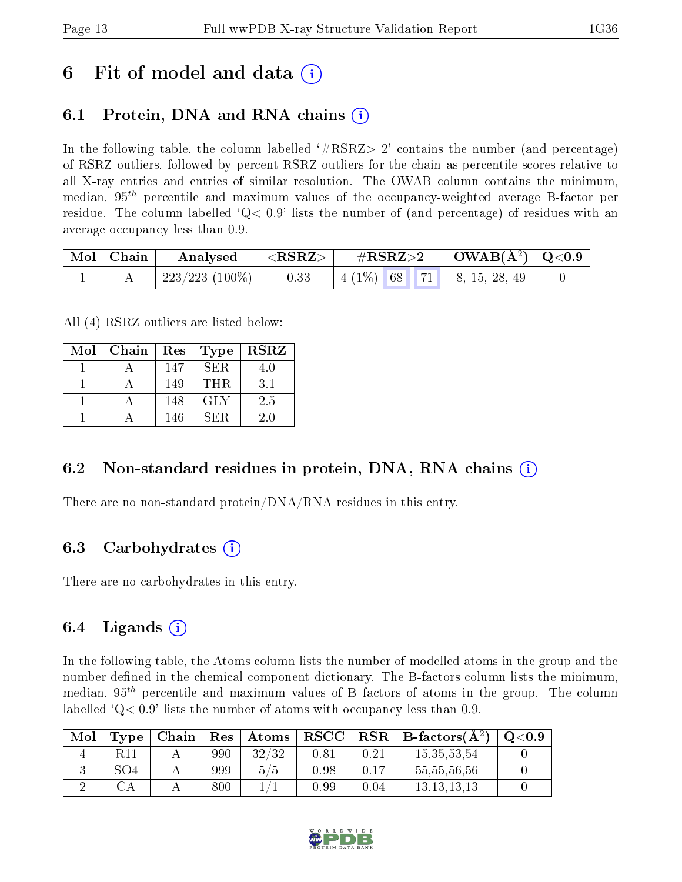# 6 Fit of model and data (i)

## 6.1 Protein, DNA and RNA chains (i)

In the following table, the column labelled '#RSRZ> 2' contains the number (and percentage) of RSRZ outliers, followed by percent RSRZ outliers for the chain as percentile scores relative to all X-ray entries and entries of similar resolution. The OWAB column contains the minimum, median, $95^{th}$ percentile and maximum values of the occupancy-weighted average B-factor per residue. The column labelled 'Q< 0.9' lists the number of (and percentage) of residues with an average occupancy less than 0.9.

| Mol | Chain | Analysed | <RSRZ> | #RSRZ>2 | | | OWAB(Å$^2$) | Q<0.9 |
|---|---|---|---|---|---|---|---|---|
| 1 | A | 223/223 (100%) | -0.33 | 4 (1%) | 68 | 71 | 8, 15, 28, 49 | 0 |

All (4) RSRZ outliers are listed below:

| Mol | Chain | Res | Type | RSRZ |
|---|---|---|---|---|
| 1 | A | 147 | SER | 4.0 |
| 1 | A | 149 | THR | 3.1 |
| 1 | A | 148 | GLY | 2.5 |
| 1 | A | 146 | SER | 2.0 |

## 6.2 Non-standard residues in protein, DNA, RNA chains (i)

There are no non-standard protein/DNA/RNA residues in this entry.

## 6.3 Carbohydrates (i)

There are no carbohydrates in this entry.

## 6.4 Ligands (i)

In the following table, the Atoms column lists the number of modelled atoms in the group and the number defined in the chemical component dictionary. The B-factors column lists the minimum, median, $95^{th}$ percentile and maximum values of B factors of atoms in the group. The column labelled 'Q< 0.9' lists the number of atoms with occupancy less than 0.9.

| Mol | Type | Chain | Res | Atoms | RSCC | RSR | B-factors(Å$^2$) | Q<0.9 |
|---|---|---|---|---|---|---|---|---|
| 4 | R11 | A | 990 | 32/32 | 0.81 | 0.21 | 15,35,53,54 | 0 |
| 3 | SO4 | A | 999 | 5/5 | 0.98 | 0.17 | 55,55,56,56 | 0 |
| 2 | CA | A | 800 | 1/1 | 0.99 | 0.04 | 13,13,13,13 | 0 |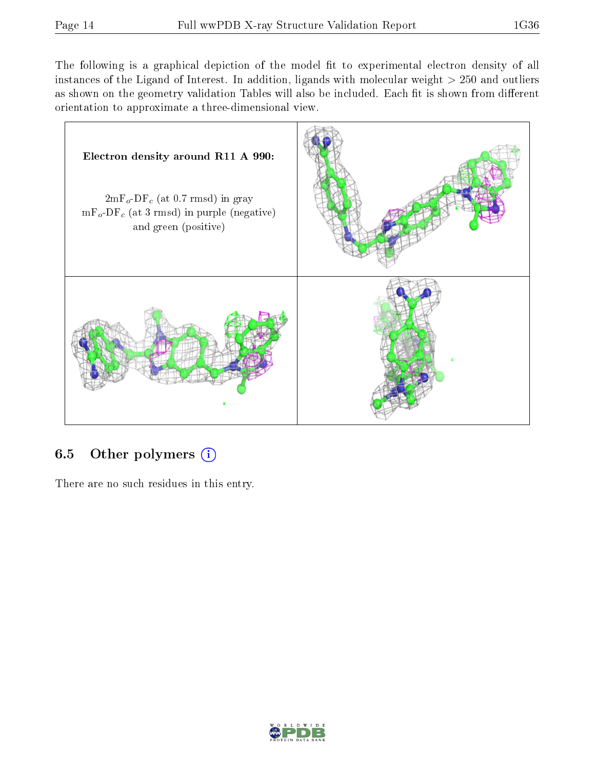The following is a graphical depiction of the model fit to experimental electron density of all instances of the Ligand of Interest. In addition, ligands with molecular weight > 250 and outliers as shown on the geometry validation Tables will also be included. Each fit is shown from different orientation to approximate a three-dimensional view.

**Electron density around R11 A 990:**

$2mF_o$-$DF_c$ (at 0.7 rmsd) in gray
$mF_o$-$DF_c$ (at 3 rmsd) in purple (negative) and green (positive)

## 6.5 Other polymers

There are no such residues in this entry.